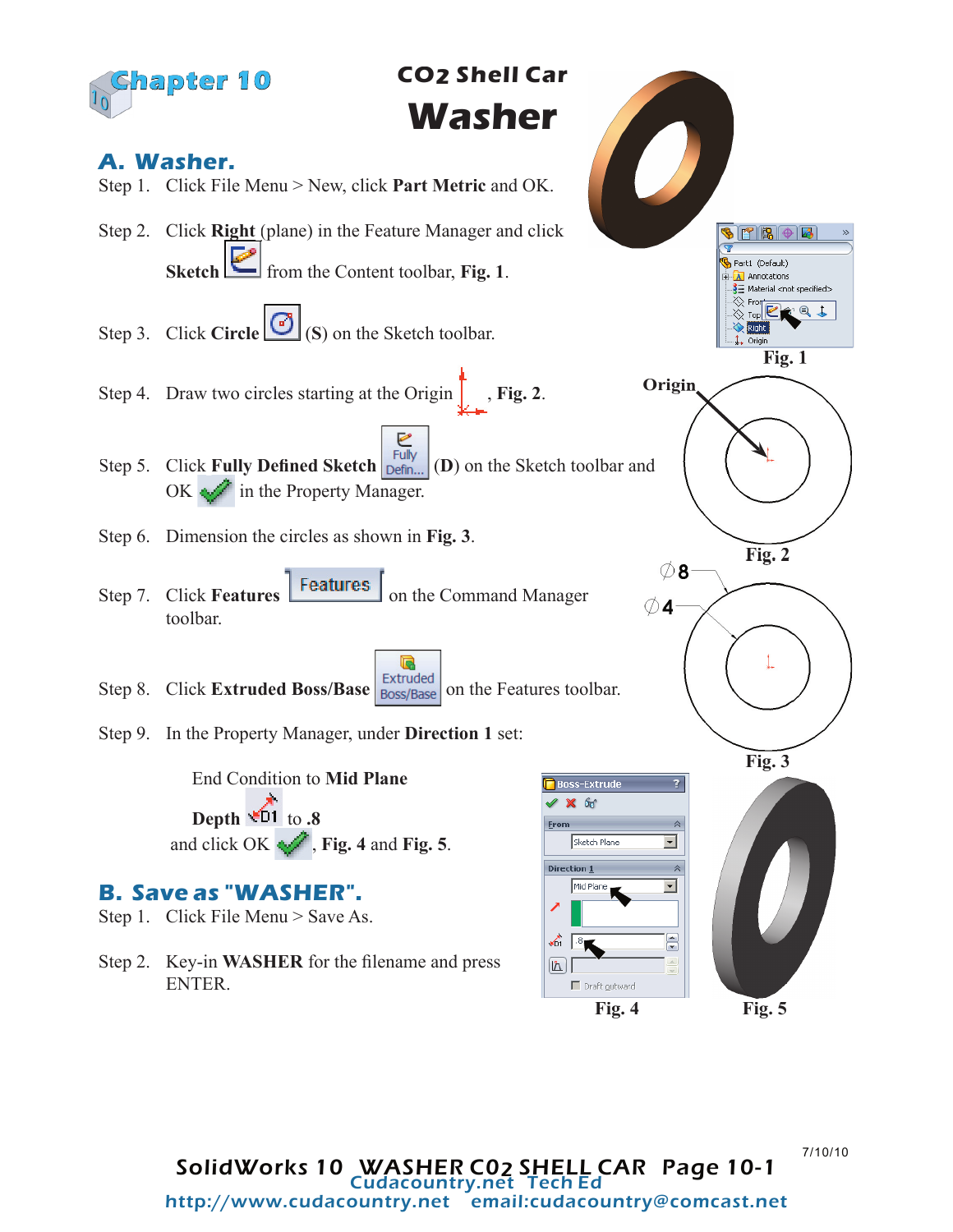# Chapter 10

## CO2 Shell Car
# Washer

## A. Washer.

Step 1. Click File Menu > New, click **Part Metric** and OK.

Step 2. Click **Right** (plane) in the Feature Manager and click **Sketch** from the Content toolbar, **Fig. 1**.

Step 3. Click **Circle** (**S**) on the Sketch toolbar.

Step 4. Draw two circles starting at the Origin, **Fig. 2**.

Step 5. Click **Fully Defined Sketch** (**D**) on the Sketch toolbar and OK in the Property Manager.

Step 6. Dimension the circles as shown in **Fig. 3**.

Step 7. Click **Features** on the Command Manager toolbar.

Step 8. Click **Extruded Boss/Base** on the Features toolbar.

Step 9. In the Property Manager, under **Direction 1** set:

End Condition to **Mid Plane**

**Depth** to **.8**
and click OK, **Fig. 4** and **Fig. 5**.

## B. Save as "WASHER".

Step 1. Click File Menu > Save As.

Step 2. Key-in **WASHER** for the filename and press ENTER.

Fig. 1

Origin

Fig. 2

Ø8

Ø4

Fig. 3

Fig. 4

Fig. 5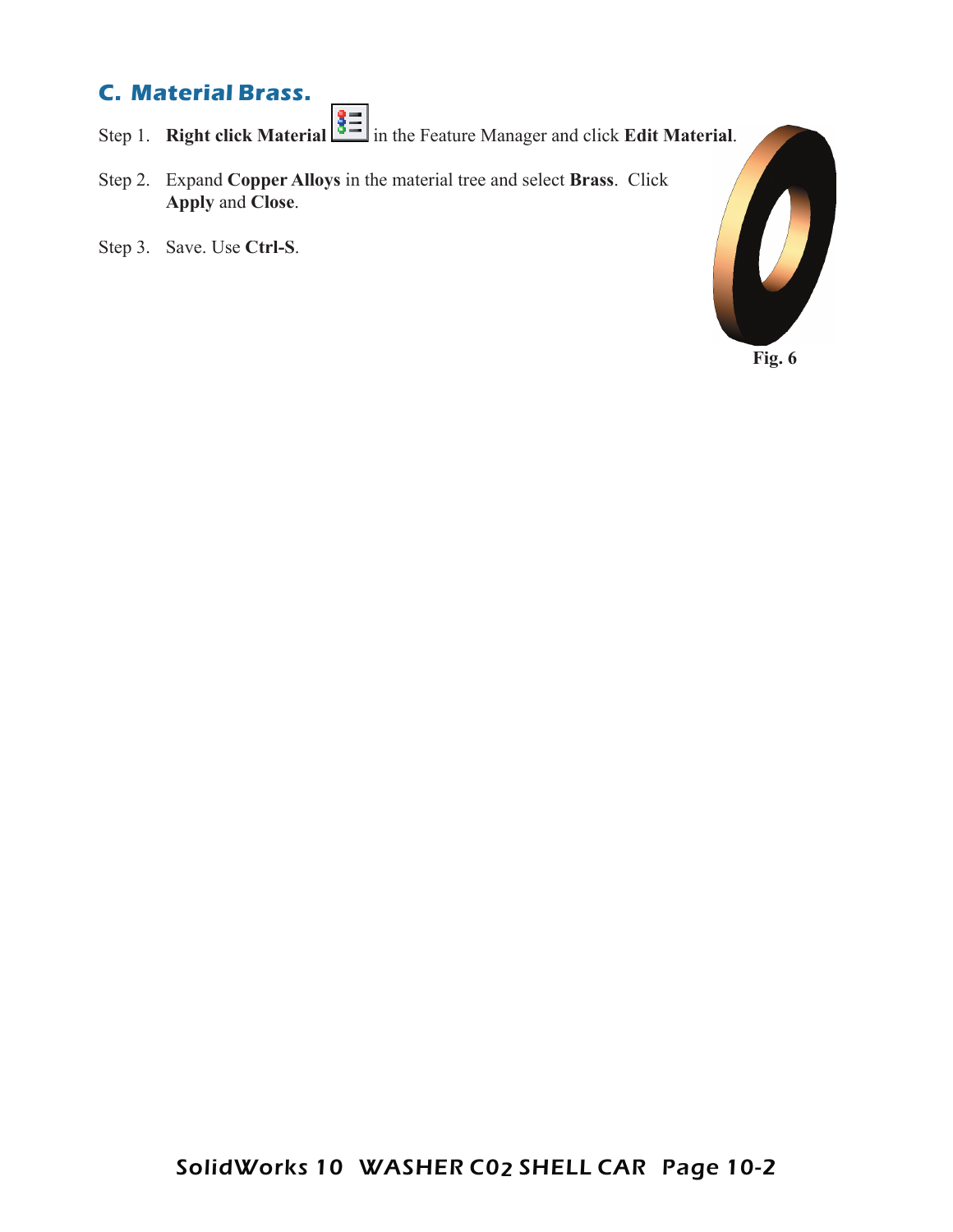## C. Material Brass.

Step 1. **Right click Material** in the Feature Manager and click **Edit Material**.

Step 2. Expand **Copper Alloys** in the material tree and select **Brass**. Click **Apply** and **Close**.

Step 3. Save. Use **Ctrl-S**.

**Fig. 6**